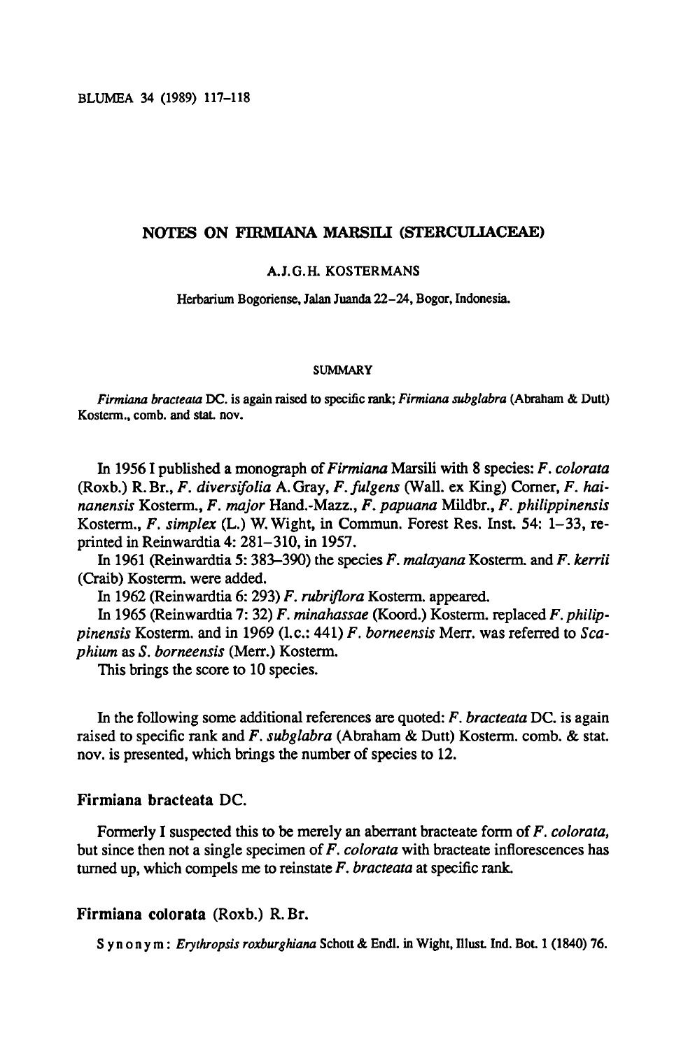# NOTES ON FIRMIANA MARSILI (STERCULIACEAE)

A.J.G.H. KOSTERMANS

Herbarium Bogoriense, Jalan Juanda 22–24, Bogor, Indonesia.

###### SUMMARY

*Firmiana bracteata* DC. is again raised to specific rank; *Firmiana subglabra* (Abraham & Dutt) Kosterm., comb. and stat. nov.

In 1956 I published a monograph of *Firmiana* Marsili with 8 species: *F. colorata* (Roxb.) R.Br., *F. diversifolia* A.Gray, *F. fulgens* (Wall. ex King) Corner, *F. hainanensis* Kosterm., *F. major* Hand.-Mazz., *F. papuana* Mildbr., *F. philippinensis* Kosterm., *F. simplex* (L.) W.Wight, in Commun. Forest Res. Inst. 54: 1–33, reprinted in Reinwardtia 4: 281–310, in 1957.

In 1961 (Reinwardtia 5: 383–390) the species *F. malayana* Kosterm. and *F. kerrii* (Craib) Kosterm. were added.

In 1962 (Reinwardtia 6: 293) *F. rubriflora* Kosterm. appeared.

In 1965 (Reinwardtia 7: 32) *F. minahassae* (Koord.) Kosterm. replaced *F. philippinensis* Kosterm. and in 1969 (l.c.: 441) *F. borneensis* Merr. was referred to *Scaphium* as *S. borneensis* (Merr.) Kosterm.

This brings the score to 10 species.

In the following some additional references are quoted: *F. bracteata* DC. is again raised to specific rank and *F. subglabra* (Abraham & Dutt) Kosterm. comb. & stat. nov. is presented, which brings the number of species to 12.

## Firmiana bracteata DC.

Formerly I suspected this to be merely an aberrant bracteate form of *F. colorata*, but since then not a single specimen of *F. colorata* with bracteate inflorescences has turned up, which compels me to reinstate *F. bracteata* at specific rank.

## Firmiana colorata (Roxb.) R.Br.

Synonym: *Erythropsis roxburghiana* Schott & Endl. in Wight, Illust. Ind. Bot. 1 (1840) 76.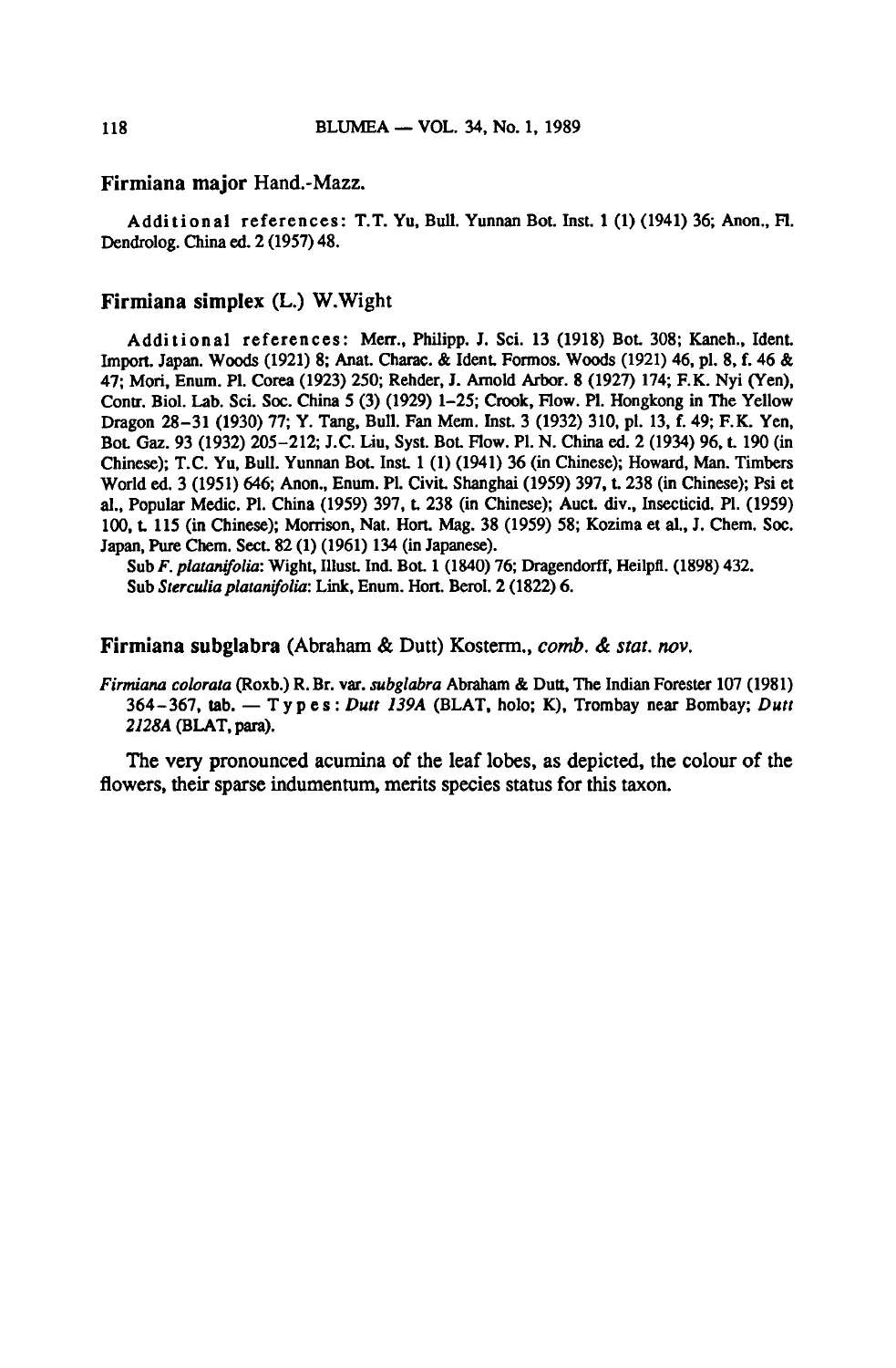### Firmiana major Hand.-Mazz.

Additional references: T.T. Yu, Bull. Yunnan Bot. Inst. 1 (1) (1941) 36; Anon., Fl. Dendrolog. China ed. 2 (1957) 48.

### Firmiana simplex (L.) W.Wight

Additional references: Merr., Philipp. J. Sci. 13 (1918) Bot. 308; Kaneh., Ident. Import. Japan. Woods (1921) 8; Anat. Charac. & Ident. Formos. Woods (1921) 46, pl. 8, f. 46 & 47; Mori, Enum. Pl. Corea (1923) 250; Rehder, J. Arnold Arbor. 8 (1927) 174; F.K. Nyi (Yen), Contr. Biol. Lab. Sci. Soc. China 5 (3) (1929) 1–25; Crook, Flow. Pl. Hongkong in The Yellow Dragon 28–31 (1930) 77; Y. Tang, Bull. Fan Mem. Inst. 3 (1932) 310, pl. 13, f. 49; F.K. Yen, Bot. Gaz. 93 (1932) 205–212; J.C. Liu, Syst. Bot. Flow. Pl. N. China ed. 2 (1934) 96, t. 190 (in Chinese); T.C. Yu, Bull. Yunnan Bot. Inst. 1 (1) (1941) 36 (in Chinese); Howard, Man. Timbers World ed. 3 (1951) 646; Anon., Enum. Pl. Civit. Shanghai (1959) 397, t. 238 (in Chinese); Psi et al., Popular Medic. Pl. China (1959) 397, t. 238 (in Chinese); Auct. div., Insecticid. Pl. (1959) 100, t. 115 (in Chinese); Morrison, Nat. Hort. Mag. 38 (1959) 58; Kozima et al., J. Chem. Soc. Japan, Pure Chem. Sect. 82 (1) (1961) 134 (in Japanese).

Sub *F. platanifolia*: Wight, Illust. Ind. Bot. 1 (1840) 76; Dragendorff, Heilpfl. (1898) 432.
Sub *Sterculia platanifolia*: Link, Enum. Hort. Berol. 2 (1822) 6.

### Firmiana subglabra (Abraham & Dutt) Kosterm., *comb. & stat. nov.*

*Firmiana colorata* (Roxb.) R. Br. var. *subglabra* Abraham & Dutt, The Indian Forester 107 (1981) 364–367, tab. — Types: *Dutt 139A* (BLAT, holo; K), Trombay near Bombay; *Dutt 2128A* (BLAT, para).

The very pronounced acumina of the leaf lobes, as depicted, the colour of the flowers, their sparse indumentum, merits species status for this taxon.